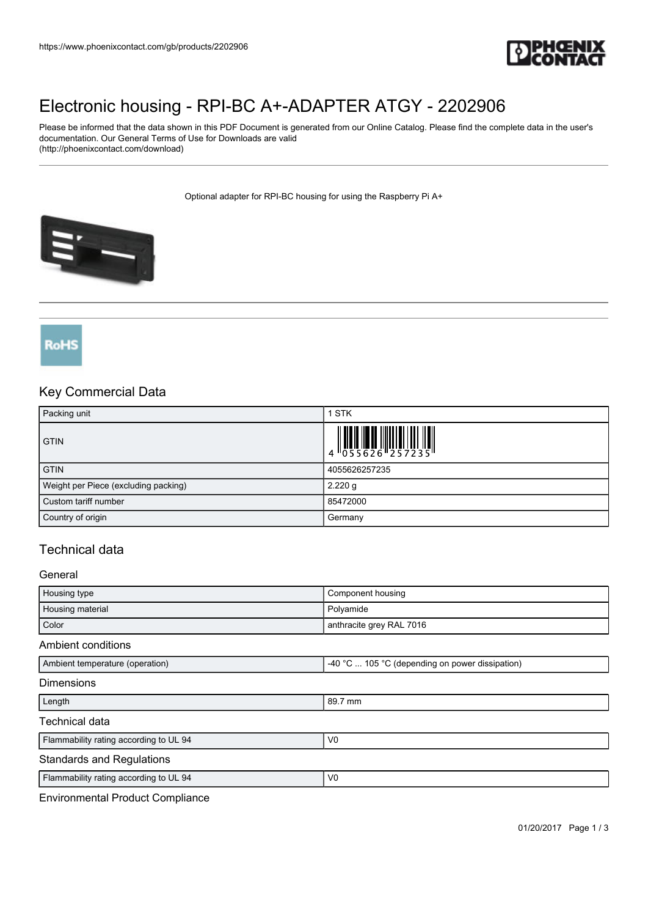# Electronic housing - RPI-BC A+-ADAPTER ATGY - 2202906

Please be informed that the data shown in this PDF Document is generated from our Online Catalog. Please find the complete data in the user's documentation. Our General Terms of Use for Downloads are valid (http://phoenixcontact.com/download)

Optional adapter for RPI-BC housing for using the Raspberry Pi A+

RoHS

## Key Commercial Data

| Packing unit | 1 STK |
|---|---|
| GTIN | 4 055626 257235 |
| GTIN | 4055626257235 |
| Weight per Piece (excluding packing) | 2.220 g |
| Custom tariff number | 85472000 |
| Country of origin | Germany |

## Technical data

### General

| Housing type | Component housing |
|---|---|
| Housing material | Polyamide |
| Color | anthracite grey RAL 7016 |

### Ambient conditions

| Ambient temperature (operation) | -40 °C ... 105 °C (depending on power dissipation) |
|---|---|

### Dimensions

| Length | 89.7 mm |
|---|---|

### Technical data

| Flammability rating according to UL 94 | V0 |
|---|---|

### Standards and Regulations

| Flammability rating according to UL 94 | V0 |
|---|---|

### Environmental Product Compliance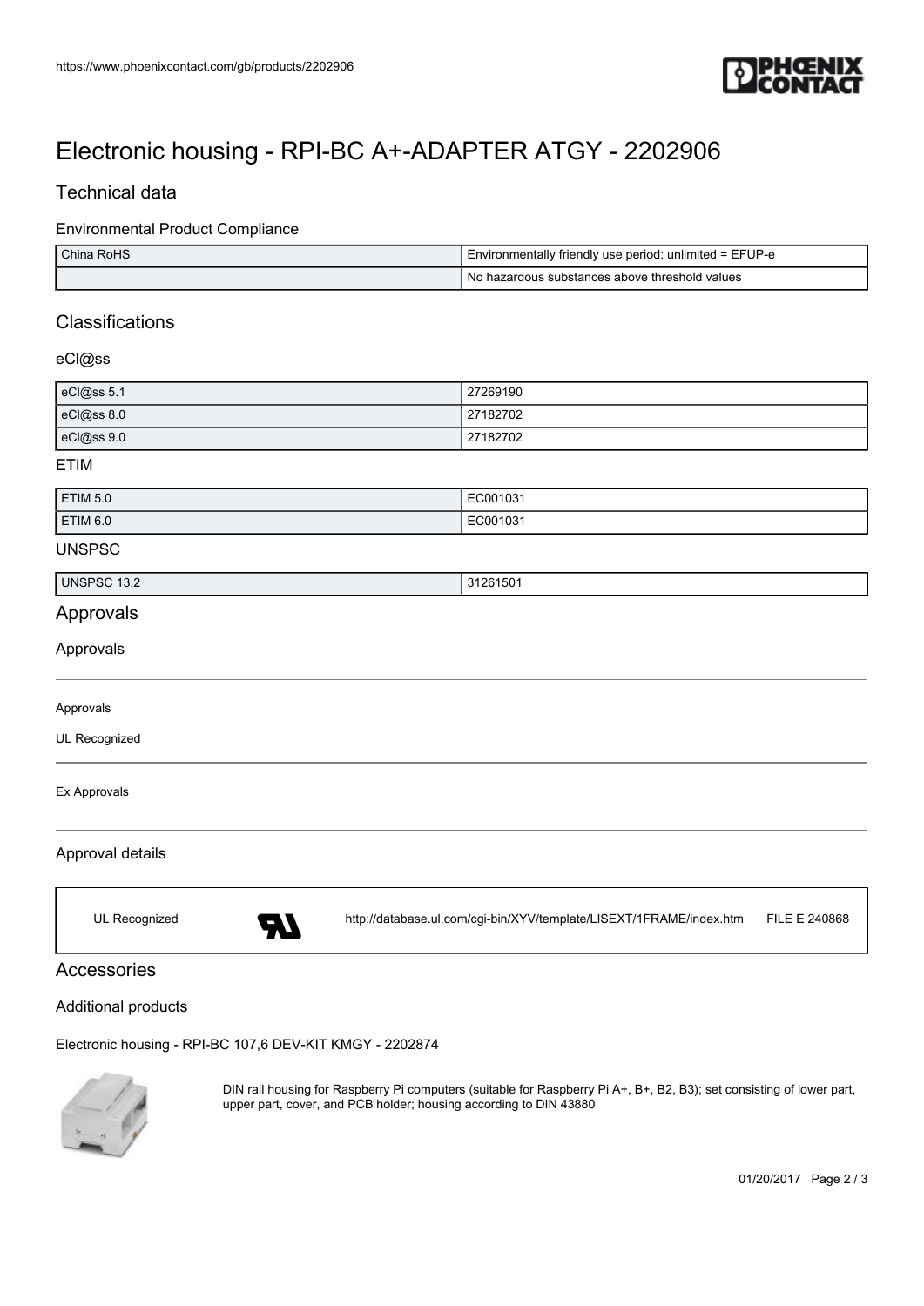# Electronic housing - RPI-BC A+-ADAPTER ATGY - 2202906

## Technical data

### Environmental Product Compliance

| | |
|---|---|
| China RoHS | Environmentally friendly use period: unlimited = EFUP-e |
| | No hazardous substances above threshold values |

## Classifications

### eCl@ss

| | |
|---|---|
| eCl@ss 5.1 | 27269190 |
| eCl@ss 8.0 | 27182702 |
| eCl@ss 9.0 | 27182702 |

### ETIM

| | |
|---|---|
| ETIM 5.0 | EC001031 |
| ETIM 6.0 | EC001031 |

### UNSPSC

| | |
|---|---|
| UNSPSC 13.2 | 31261501 |

## Approvals

### Approvals

Approvals

UL Recognized

Ex Approvals

### Approval details

| | | |
|---|---|---|
| UL Recognized | http://database.ul.com/cgi-bin/XYV/template/LISEXT/1FRAME/index.htm | FILE E 240868 |

## Accessories

### Additional products

Electronic housing - RPI-BC 107,6 DEV-KIT KMGY - 2202874

DIN rail housing for Raspberry Pi computers (suitable for Raspberry Pi A+, B+, B2, B3); set consisting of lower part, upper part, cover, and PCB holder; housing according to DIN 43880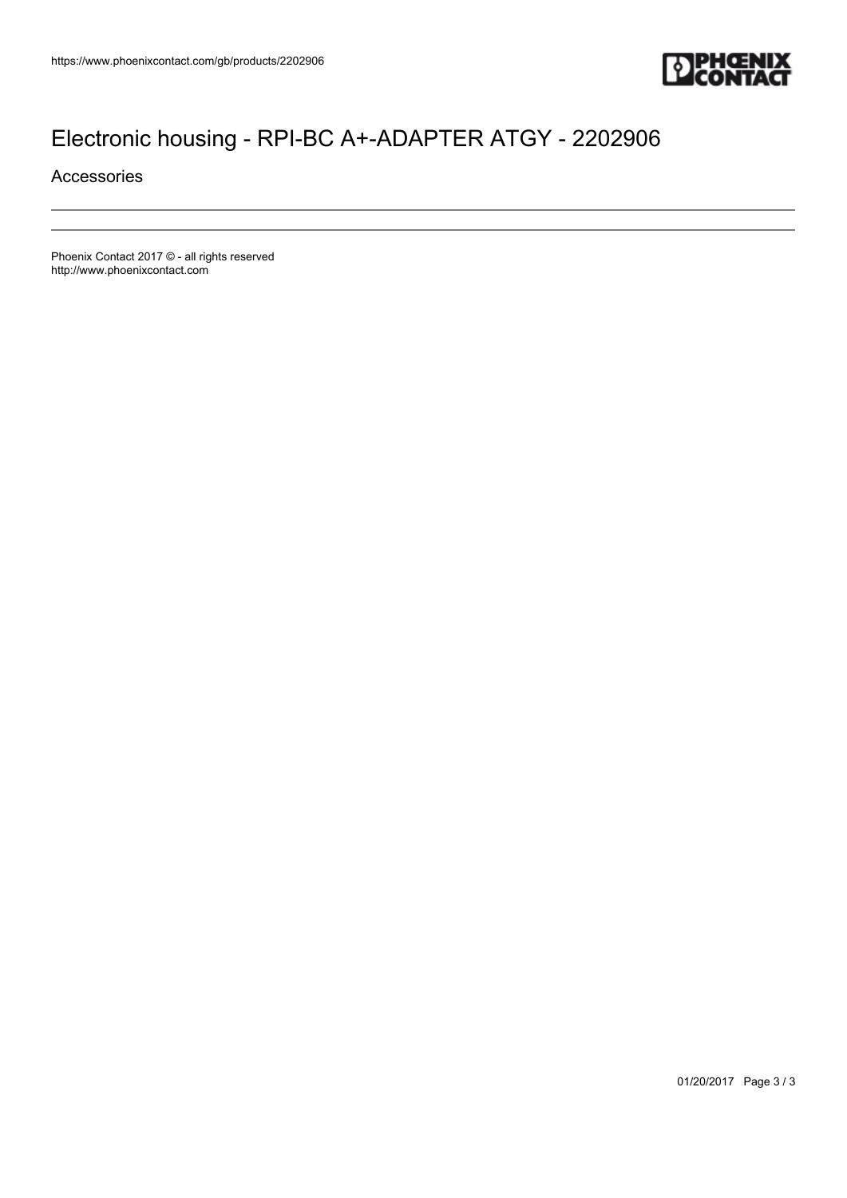# Electronic housing - RPI-BC A+-ADAPTER ATGY - 2202906

Accessories

---

---

Phoenix Contact 2017 © - all rights reserved
http://www.phoenixcontact.com